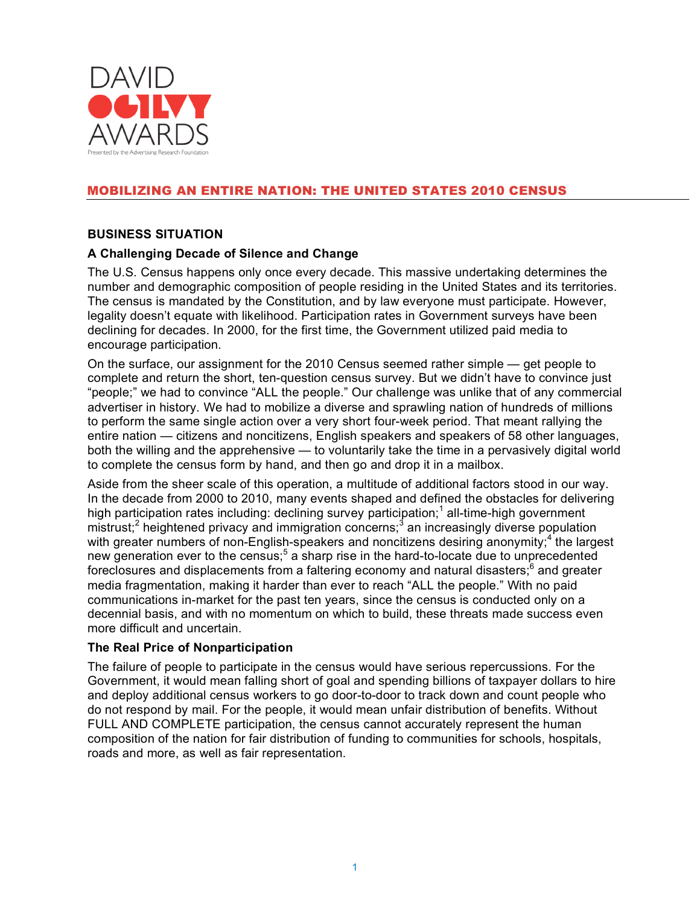DAVID OGILVY AWARDS

Presented by the Advertising Research Foundation

# MOBILIZING AN ENTIRE NATION: THE UNITED STATES 2010 CENSUS

## BUSINESS SITUATION

### A Challenging Decade of Silence and Change

The U.S. Census happens only once every decade. This massive undertaking determines the number and demographic composition of people residing in the United States and its territories. The census is mandated by the Constitution, and by law everyone must participate. However, legality doesn't equate with likelihood. Participation rates in Government surveys have been declining for decades. In 2000, for the first time, the Government utilized paid media to encourage participation.

On the surface, our assignment for the 2010 Census seemed rather simple — get people to complete and return the short, ten-question census survey. But we didn't have to convince just "people;" we had to convince "ALL the people." Our challenge was unlike that of any commercial advertiser in history. We had to mobilize a diverse and sprawling nation of hundreds of millions to perform the same single action over a very short four-week period. That meant rallying the entire nation — citizens and noncitizens, English speakers and speakers of 58 other languages, both the willing and the apprehensive — to voluntarily take the time in a pervasively digital world to complete the census form by hand, and then go and drop it in a mailbox.

Aside from the sheer scale of this operation, a multitude of additional factors stood in our way. In the decade from 2000 to 2010, many events shaped and defined the obstacles for delivering high participation rates including: declining survey participation;[1] all-time-high government mistrust;[2] heightened privacy and immigration concerns;[3] an increasingly diverse population with greater numbers of non-English-speakers and noncitizens desiring anonymity;[4] the largest new generation ever to the census;[5] a sharp rise in the hard-to-locate due to unprecedented foreclosures and displacements from a faltering economy and natural disasters;[6] and greater media fragmentation, making it harder than ever to reach "ALL the people." With no paid communications in-market for the past ten years, since the census is conducted only on a decennial basis, and with no momentum on which to build, these threats made success even more difficult and uncertain.

### The Real Price of Nonparticipation

The failure of people to participate in the census would have serious repercussions. For the Government, it would mean falling short of goal and spending billions of taxpayer dollars to hire and deploy additional census workers to go door-to-door to track down and count people who do not respond by mail. For the people, it would mean unfair distribution of benefits. Without FULL AND COMPLETE participation, the census cannot accurately represent the human composition of the nation for fair distribution of funding to communities for schools, hospitals, roads and more, as well as fair representation.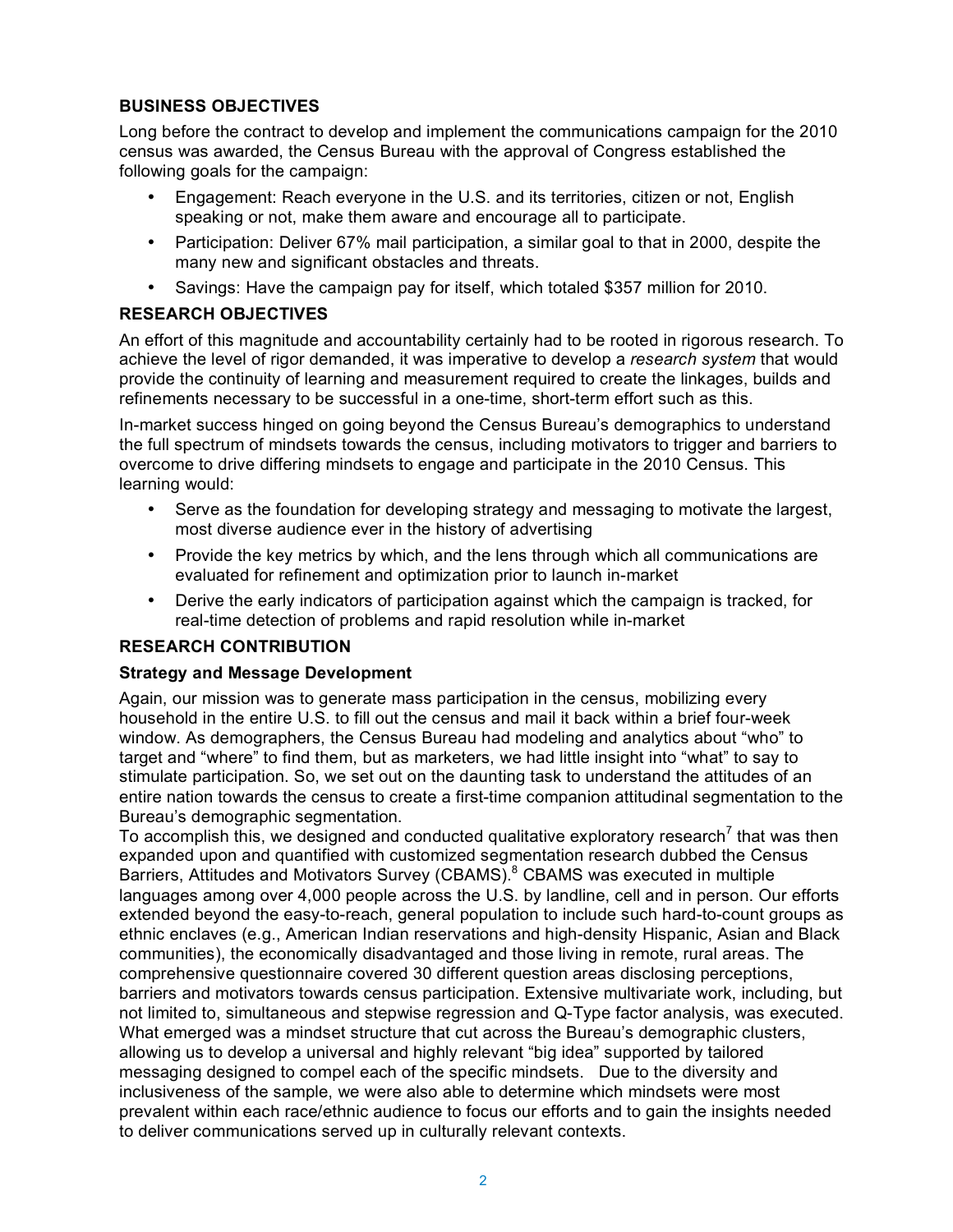## BUSINESS OBJECTIVES

Long before the contract to develop and implement the communications campaign for the 2010 census was awarded, the Census Bureau with the approval of Congress established the following goals for the campaign:

- Engagement: Reach everyone in the U.S. and its territories, citizen or not, English speaking or not, make them aware and encourage all to participate.
- Participation: Deliver 67% mail participation, a similar goal to that in 2000, despite the many new and significant obstacles and threats.
- Savings: Have the campaign pay for itself, which totaled $357 million for 2010.

## RESEARCH OBJECTIVES

An effort of this magnitude and accountability certainly had to be rooted in rigorous research. To achieve the level of rigor demanded, it was imperative to develop a *research system* that would provide the continuity of learning and measurement required to create the linkages, builds and refinements necessary to be successful in a one-time, short-term effort such as this.

In-market success hinged on going beyond the Census Bureau's demographics to understand the full spectrum of mindsets towards the census, including motivators to trigger and barriers to overcome to drive differing mindsets to engage and participate in the 2010 Census. This learning would:

- Serve as the foundation for developing strategy and messaging to motivate the largest, most diverse audience ever in the history of advertising
- Provide the key metrics by which, and the lens through which all communications are evaluated for refinement and optimization prior to launch in-market
- Derive the early indicators of participation against which the campaign is tracked, for real-time detection of problems and rapid resolution while in-market

## RESEARCH CONTRIBUTION

### Strategy and Message Development

Again, our mission was to generate mass participation in the census, mobilizing every household in the entire U.S. to fill out the census and mail it back within a brief four-week window. As demographers, the Census Bureau had modeling and analytics about "who" to target and "where" to find them, but as marketers, we had little insight into "what" to say to stimulate participation. So, we set out on the daunting task to understand the attitudes of an entire nation towards the census to create a first-time companion attitudinal segmentation to the Bureau's demographic segmentation.

To accomplish this, we designed and conducted qualitative exploratory research[7] that was then expanded upon and quantified with customized segmentation research dubbed the Census Barriers, Attitudes and Motivators Survey (CBAMS).[8] CBAMS was executed in multiple languages among over 4,000 people across the U.S. by landline, cell and in person. Our efforts extended beyond the easy-to-reach, general population to include such hard-to-count groups as ethnic enclaves (e.g., American Indian reservations and high-density Hispanic, Asian and Black communities), the economically disadvantaged and those living in remote, rural areas. The comprehensive questionnaire covered 30 different question areas disclosing perceptions, barriers and motivators towards census participation. Extensive multivariate work, including, but not limited to, simultaneous and stepwise regression and Q-Type factor analysis, was executed. What emerged was a mindset structure that cut across the Bureau's demographic clusters, allowing us to develop a universal and highly relevant "big idea" supported by tailored messaging designed to compel each of the specific mindsets. Due to the diversity and inclusiveness of the sample, we were also able to determine which mindsets were most prevalent within each race/ethnic audience to focus our efforts and to gain the insights needed to deliver communications served up in culturally relevant contexts.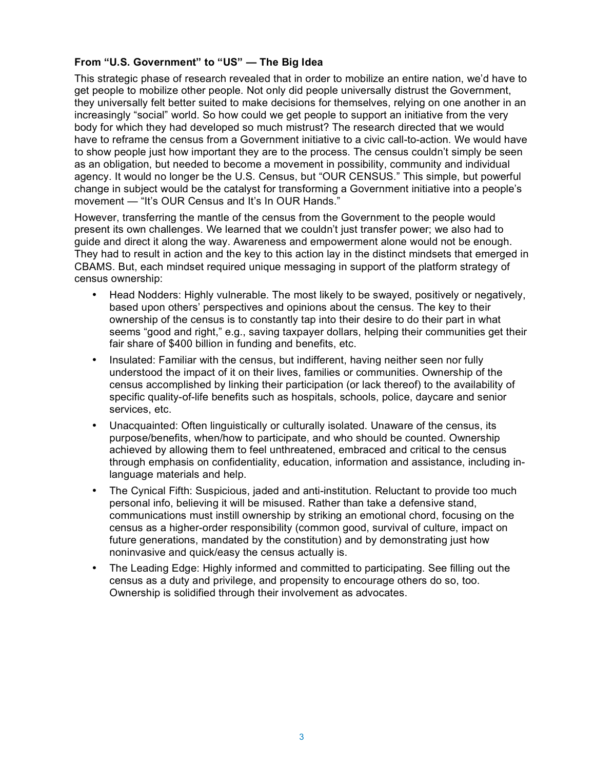**From "U.S. Government" to "US" — The Big Idea**

This strategic phase of research revealed that in order to mobilize an entire nation, we'd have to get people to mobilize other people. Not only did people universally distrust the Government, they universally felt better suited to make decisions for themselves, relying on one another in an increasingly "social" world. So how could we get people to support an initiative from the very body for which they had developed so much mistrust? The research directed that we would have to reframe the census from a Government initiative to a civic call-to-action. We would have to show people just how important they are to the process. The census couldn't simply be seen as an obligation, but needed to become a movement in possibility, community and individual agency. It would no longer be the U.S. Census, but "OUR CENSUS." This simple, but powerful change in subject would be the catalyst for transforming a Government initiative into a people's movement — "It's OUR Census and It's In OUR Hands."

However, transferring the mantle of the census from the Government to the people would present its own challenges. We learned that we couldn't just transfer power; we also had to guide and direct it along the way. Awareness and empowerment alone would not be enough. They had to result in action and the key to this action lay in the distinct mindsets that emerged in CBAMS. But, each mindset required unique messaging in support of the platform strategy of census ownership:

- Head Nodders: Highly vulnerable. The most likely to be swayed, positively or negatively, based upon others' perspectives and opinions about the census. The key to their ownership of the census is to constantly tap into their desire to do their part in what seems "good and right," e.g., saving taxpayer dollars, helping their communities get their fair share of $400 billion in funding and benefits, etc.
- Insulated: Familiar with the census, but indifferent, having neither seen nor fully understood the impact of it on their lives, families or communities. Ownership of the census accomplished by linking their participation (or lack thereof) to the availability of specific quality-of-life benefits such as hospitals, schools, police, daycare and senior services, etc.
- Unacquainted: Often linguistically or culturally isolated. Unaware of the census, its purpose/benefits, when/how to participate, and who should be counted. Ownership achieved by allowing them to feel unthreatened, embraced and critical to the census through emphasis on confidentiality, education, information and assistance, including in-language materials and help.
- The Cynical Fifth: Suspicious, jaded and anti-institution. Reluctant to provide too much personal info, believing it will be misused. Rather than take a defensive stand, communications must instill ownership by striking an emotional chord, focusing on the census as a higher-order responsibility (common good, survival of culture, impact on future generations, mandated by the constitution) and by demonstrating just how noninvasive and quick/easy the census actually is.
- The Leading Edge: Highly informed and committed to participating. See filling out the census as a duty and privilege, and propensity to encourage others do so, too. Ownership is solidified through their involvement as advocates.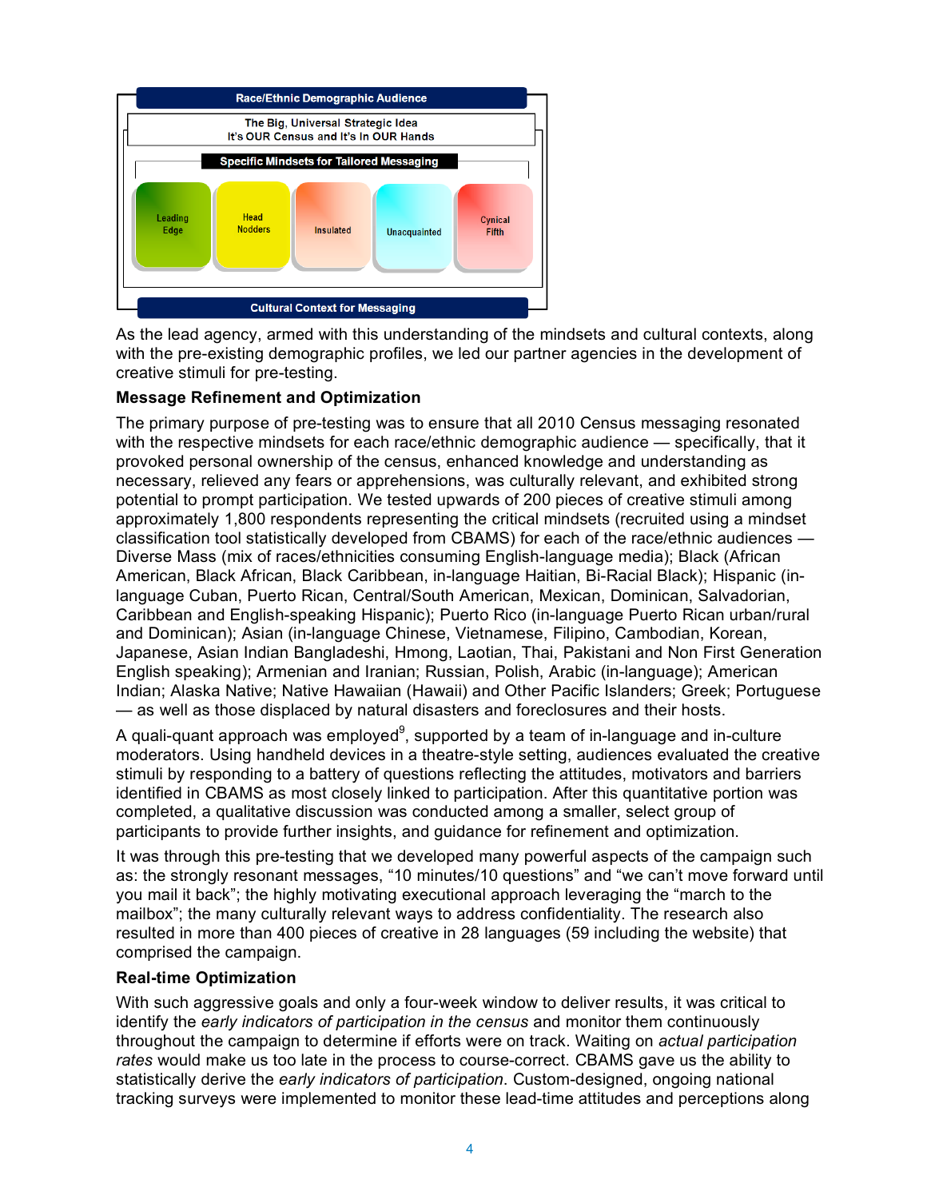**Race/Ethnic Demographic Audience**

The Big, Universal Strategic Idea
It's OUR Census and It's In OUR Hands

**Specific Mindsets for Tailored Messaging**

| Leading Edge | Head Nodders | Insulated | Unacquainted | Cynical Fifth |
|---|---|---|---|---|

**Cultural Context for Messaging**

As the lead agency, armed with this understanding of the mindsets and cultural contexts, along with the pre-existing demographic profiles, we led our partner agencies in the development of creative stimuli for pre-testing.

**Message Refinement and Optimization**

The primary purpose of pre-testing was to ensure that all 2010 Census messaging resonated with the respective mindsets for each race/ethnic demographic audience — specifically, that it provoked personal ownership of the census, enhanced knowledge and understanding as necessary, relieved any fears or apprehensions, was culturally relevant, and exhibited strong potential to prompt participation. We tested upwards of 200 pieces of creative stimuli among approximately 1,800 respondents representing the critical mindsets (recruited using a mindset classification tool statistically developed from CBAMS) for each of the race/ethnic audiences — Diverse Mass (mix of races/ethnicities consuming English-language media); Black (African American, Black African, Black Caribbean, in-language Haitian, Bi-Racial Black); Hispanic (in-language Cuban, Puerto Rican, Central/South American, Mexican, Dominican, Salvadorian, Caribbean and English-speaking Hispanic); Puerto Rico (in-language Puerto Rican urban/rural and Dominican); Asian (in-language Chinese, Vietnamese, Filipino, Cambodian, Korean, Japanese, Asian Indian Bangladeshi, Hmong, Laotian, Thai, Pakistani and Non First Generation English speaking); Armenian and Iranian; Russian, Polish, Arabic (in-language); American Indian; Alaska Native; Native Hawaiian (Hawaii) and Other Pacific Islanders; Greek; Portuguese — as well as those displaced by natural disasters and foreclosures and their hosts.

A quali-quant approach was employed[9], supported by a team of in-language and in-culture moderators. Using handheld devices in a theatre-style setting, audiences evaluated the creative stimuli by responding to a battery of questions reflecting the attitudes, motivators and barriers identified in CBAMS as most closely linked to participation. After this quantitative portion was completed, a qualitative discussion was conducted among a smaller, select group of participants to provide further insights, and guidance for refinement and optimization.

It was through this pre-testing that we developed many powerful aspects of the campaign such as: the strongly resonant messages, "10 minutes/10 questions" and "we can't move forward until you mail it back"; the highly motivating executional approach leveraging the "march to the mailbox"; the many culturally relevant ways to address confidentiality. The research also resulted in more than 400 pieces of creative in 28 languages (59 including the website) that comprised the campaign.

**Real-time Optimization**

With such aggressive goals and only a four-week window to deliver results, it was critical to identify the *early indicators of participation in the census* and monitor them continuously throughout the campaign to determine if efforts were on track. Waiting on *actual participation rates* would make us too late in the process to course-correct. CBAMS gave us the ability to statistically derive the *early indicators of participation*. Custom-designed, ongoing national tracking surveys were implemented to monitor these lead-time attitudes and perceptions along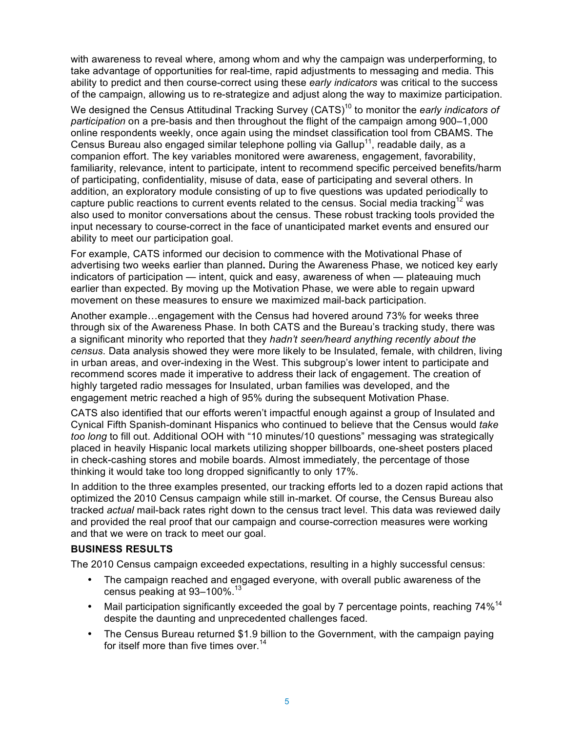with awareness to reveal where, among whom and why the campaign was underperforming, to take advantage of opportunities for real-time, rapid adjustments to messaging and media. This ability to predict and then course-correct using these *early indicators* was critical to the success of the campaign, allowing us to re-strategize and adjust along the way to maximize participation.

We designed the Census Attitudinal Tracking Survey (CATS)[10] to monitor the *early indicators of participation* on a pre-basis and then throughout the flight of the campaign among 900–1,000 online respondents weekly, once again using the mindset classification tool from CBAMS. The Census Bureau also engaged similar telephone polling via Gallup[11], readable daily, as a companion effort. The key variables monitored were awareness, engagement, favorability, familiarity, relevance, intent to participate, intent to recommend specific perceived benefits/harm of participating, confidentiality, misuse of data, ease of participating and several others. In addition, an exploratory module consisting of up to five questions was updated periodically to capture public reactions to current events related to the census. Social media tracking[12] was also used to monitor conversations about the census. These robust tracking tools provided the input necessary to course-correct in the face of unanticipated market events and ensured our ability to meet our participation goal.

For example, CATS informed our decision to commence with the Motivational Phase of advertising two weeks earlier than planned**.** During the Awareness Phase, we noticed key early indicators of participation — intent, quick and easy, awareness of when — plateauing much earlier than expected. By moving up the Motivation Phase, we were able to regain upward movement on these measures to ensure we maximized mail-back participation.

Another example…engagement with the Census had hovered around 73% for weeks three through six of the Awareness Phase. In both CATS and the Bureau's tracking study, there was a significant minority who reported that they *hadn't seen/heard anything recently about the census*. Data analysis showed they were more likely to be Insulated, female, with children, living in urban areas, and over-indexing in the West. This subgroup's lower intent to participate and recommend scores made it imperative to address their lack of engagement. The creation of highly targeted radio messages for Insulated, urban families was developed, and the engagement metric reached a high of 95% during the subsequent Motivation Phase.

CATS also identified that our efforts weren't impactful enough against a group of Insulated and Cynical Fifth Spanish-dominant Hispanics who continued to believe that the Census would *take too long* to fill out. Additional OOH with "10 minutes/10 questions" messaging was strategically placed in heavily Hispanic local markets utilizing shopper billboards, one-sheet posters placed in check-cashing stores and mobile boards. Almost immediately, the percentage of those thinking it would take too long dropped significantly to only 17%.

In addition to the three examples presented, our tracking efforts led to a dozen rapid actions that optimized the 2010 Census campaign while still in-market. Of course, the Census Bureau also tracked *actual* mail-back rates right down to the census tract level. This data was reviewed daily and provided the real proof that our campaign and course-correction measures were working and that we were on track to meet our goal.

**BUSINESS RESULTS**

The 2010 Census campaign exceeded expectations, resulting in a highly successful census:

- The campaign reached and engaged everyone, with overall public awareness of the census peaking at 93–100%.[13]
- Mail participation significantly exceeded the goal by 7 percentage points, reaching 74%[14] despite the daunting and unprecedented challenges faced.
- The Census Bureau returned $1.9 billion to the Government, with the campaign paying for itself more than five times over.[14]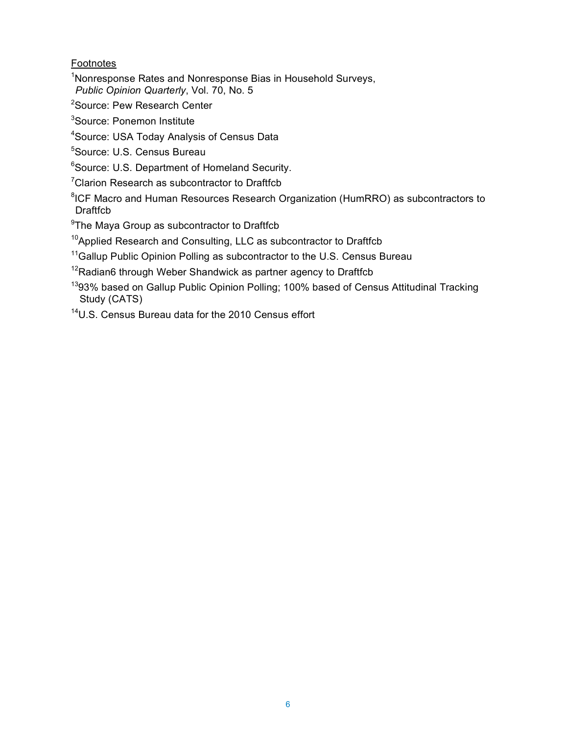Footnotes

[1]Nonresponse Rates and Nonresponse Bias in Household Surveys, *Public Opinion Quarterly*, Vol. 70, No. 5

[2]Source: Pew Research Center

[3]Source: Ponemon Institute

[4]Source: USA Today Analysis of Census Data

[5]Source: U.S. Census Bureau

[6]Source: U.S. Department of Homeland Security.

[7]Clarion Research as subcontractor to Draftfcb

[8]ICF Macro and Human Resources Research Organization (HumRRO) as subcontractors to Draftfcb

[9]The Maya Group as subcontractor to Draftfcb

[10]Applied Research and Consulting, LLC as subcontractor to Draftfcb

[11]Gallup Public Opinion Polling as subcontractor to the U.S. Census Bureau

[12]Radian6 through Weber Shandwick as partner agency to Draftfcb

[13]93% based on Gallup Public Opinion Polling; 100% based of Census Attitudinal Tracking Study (CATS)

[14]U.S. Census Bureau data for the 2010 Census effort